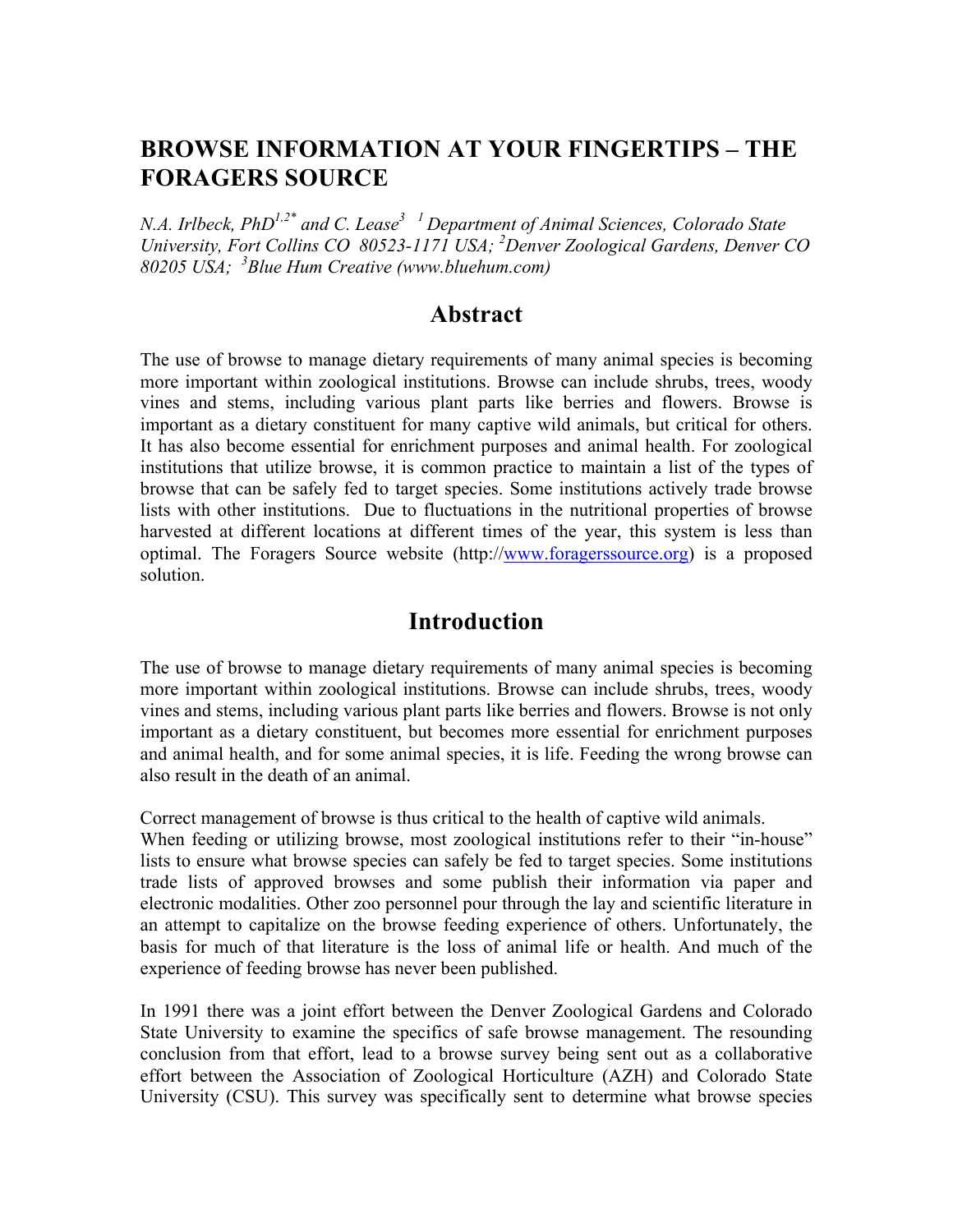# BROWSE INFORMATION AT YOUR FINGERTIPS – THE FORAGERS SOURCE

*N.A. Irlbeck, PhD[1,2*] and C. Lease[3]* *[1] Department of Animal Sciences, Colorado State University, Fort Collins CO 80523-1171 USA; [2]Denver Zoological Gardens, Denver CO 80205 USA; [3]Blue Hum Creative (www.bluehum.com)*

## Abstract

The use of browse to manage dietary requirements of many animal species is becoming more important within zoological institutions. Browse can include shrubs, trees, woody vines and stems, including various plant parts like berries and flowers. Browse is important as a dietary constituent for many captive wild animals, but critical for others. It has also become essential for enrichment purposes and animal health. For zoological institutions that utilize browse, it is common practice to maintain a list of the types of browse that can be safely fed to target species. Some institutions actively trade browse lists with other institutions. Due to fluctuations in the nutritional properties of browse harvested at different locations at different times of the year, this system is less than optimal. The Foragers Source website (http://www.foragerssource.org) is a proposed solution.

## Introduction

The use of browse to manage dietary requirements of many animal species is becoming more important within zoological institutions. Browse can include shrubs, trees, woody vines and stems, including various plant parts like berries and flowers. Browse is not only important as a dietary constituent, but becomes more essential for enrichment purposes and animal health, and for some animal species, it is life. Feeding the wrong browse can also result in the death of an animal.

Correct management of browse is thus critical to the health of captive wild animals. When feeding or utilizing browse, most zoological institutions refer to their "in-house" lists to ensure what browse species can safely be fed to target species. Some institutions trade lists of approved browses and some publish their information via paper and electronic modalities. Other zoo personnel pour through the lay and scientific literature in an attempt to capitalize on the browse feeding experience of others. Unfortunately, the basis for much of that literature is the loss of animal life or health. And much of the experience of feeding browse has never been published.

In 1991 there was a joint effort between the Denver Zoological Gardens and Colorado State University to examine the specifics of safe browse management. The resounding conclusion from that effort, lead to a browse survey being sent out as a collaborative effort between the Association of Zoological Horticulture (AZH) and Colorado State University (CSU). This survey was specifically sent to determine what browse species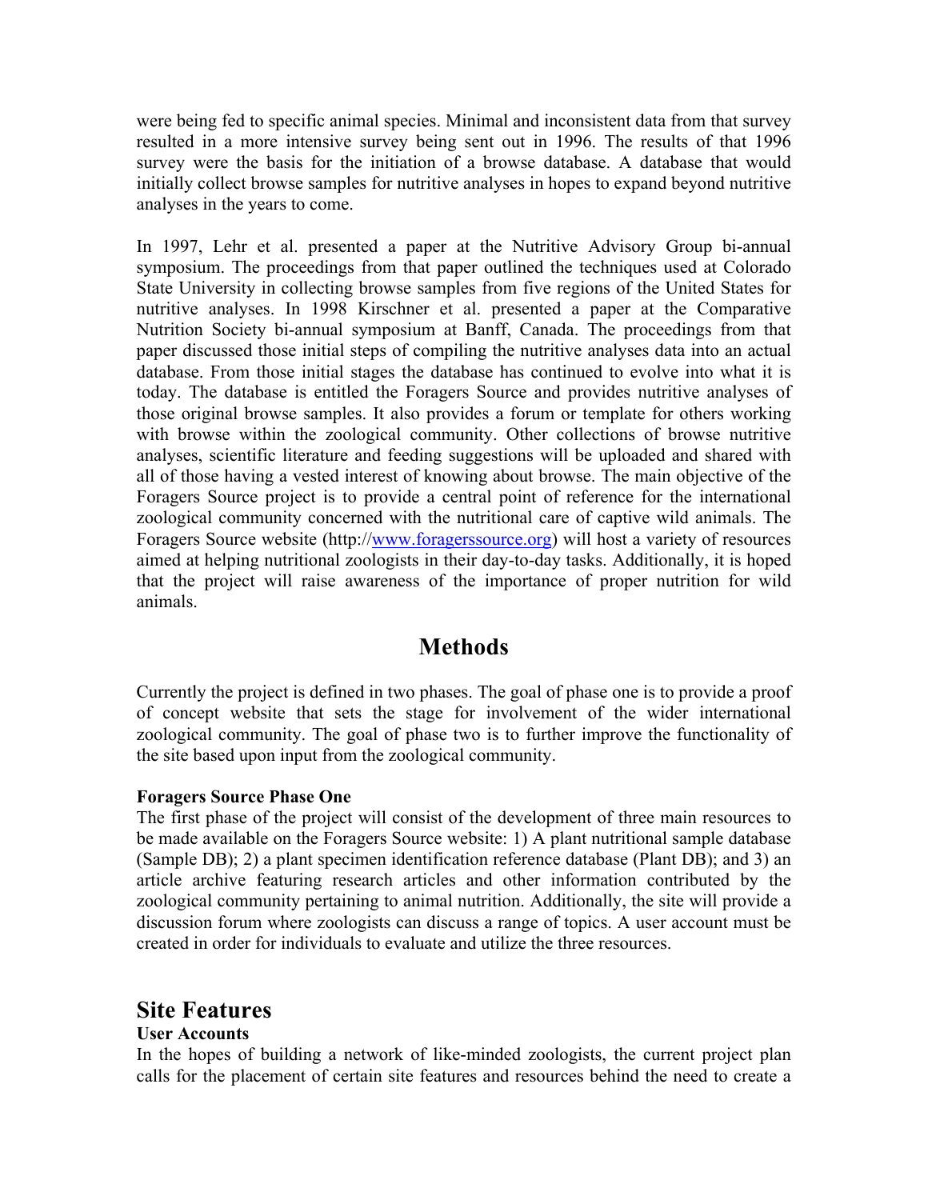were being fed to specific animal species. Minimal and inconsistent data from that survey resulted in a more intensive survey being sent out in 1996. The results of that 1996 survey were the basis for the initiation of a browse database. A database that would initially collect browse samples for nutritive analyses in hopes to expand beyond nutritive analyses in the years to come.

In 1997, Lehr et al. presented a paper at the Nutritive Advisory Group bi-annual symposium. The proceedings from that paper outlined the techniques used at Colorado State University in collecting browse samples from five regions of the United States for nutritive analyses. In 1998 Kirschner et al. presented a paper at the Comparative Nutrition Society bi-annual symposium at Banff, Canada. The proceedings from that paper discussed those initial steps of compiling the nutritive analyses data into an actual database. From those initial stages the database has continued to evolve into what it is today. The database is entitled the Foragers Source and provides nutritive analyses of those original browse samples. It also provides a forum or template for others working with browse within the zoological community. Other collections of browse nutritive analyses, scientific literature and feeding suggestions will be uploaded and shared with all of those having a vested interest of knowing about browse. The main objective of the Foragers Source project is to provide a central point of reference for the international zoological community concerned with the nutritional care of captive wild animals. The Foragers Source website (http://www.foragerssource.org) will host a variety of resources aimed at helping nutritional zoologists in their day-to-day tasks. Additionally, it is hoped that the project will raise awareness of the importance of proper nutrition for wild animals.

## Methods

Currently the project is defined in two phases. The goal of phase one is to provide a proof of concept website that sets the stage for involvement of the wider international zoological community. The goal of phase two is to further improve the functionality of the site based upon input from the zoological community.

**Foragers Source Phase One**

The first phase of the project will consist of the development of three main resources to be made available on the Foragers Source website: 1) A plant nutritional sample database (Sample DB); 2) a plant specimen identification reference database (Plant DB); and 3) an article archive featuring research articles and other information contributed by the zoological community pertaining to animal nutrition. Additionally, the site will provide a discussion forum where zoologists can discuss a range of topics. A user account must be created in order for individuals to evaluate and utilize the three resources.

## Site Features

**User Accounts**

In the hopes of building a network of like-minded zoologists, the current project plan calls for the placement of certain site features and resources behind the need to create a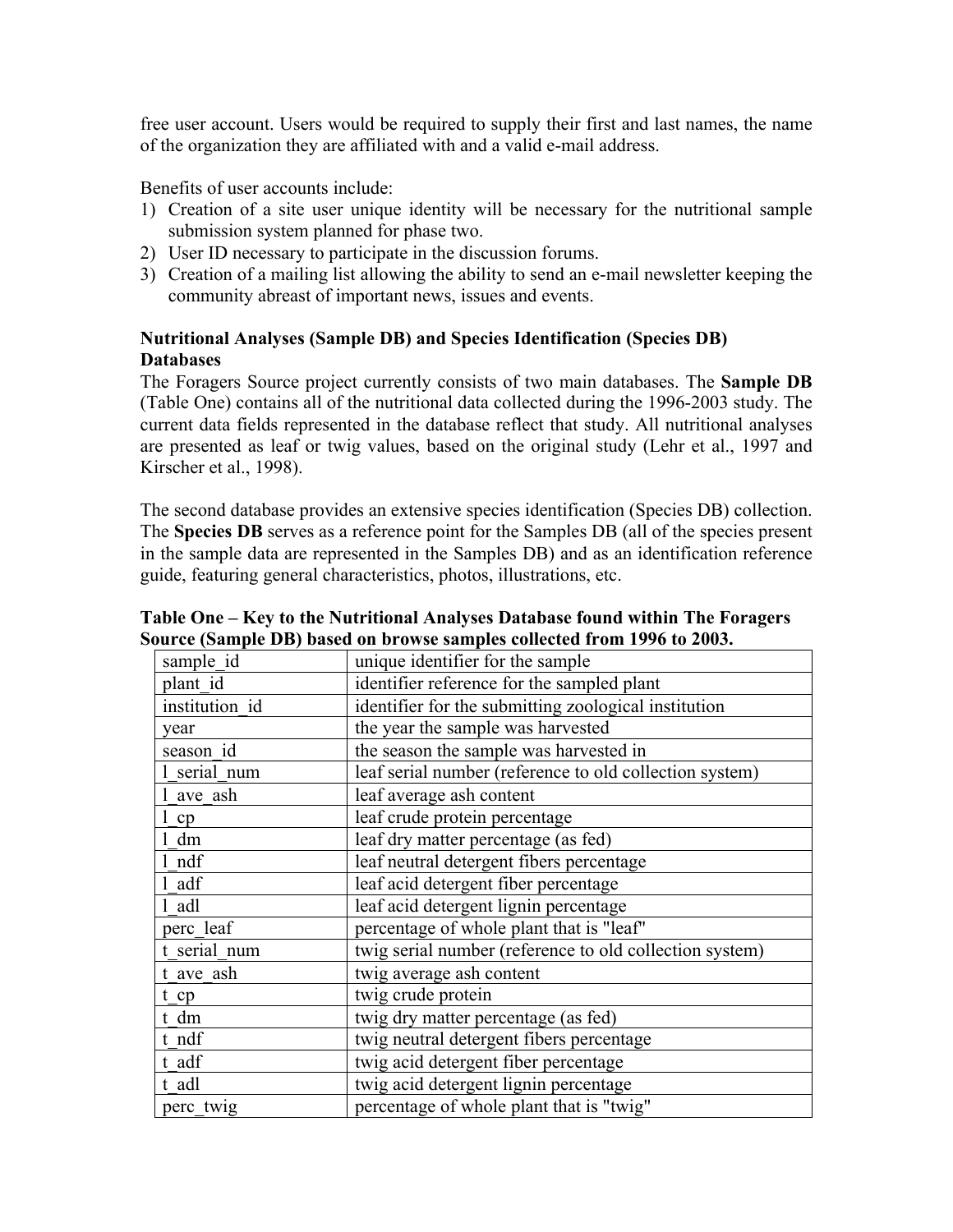free user account. Users would be required to supply their first and last names, the name of the organization they are affiliated with and a valid e-mail address.

Benefits of user accounts include:

1) Creation of a site user unique identity will be necessary for the nutritional sample submission system planned for phase two.
2) User ID necessary to participate in the discussion forums.
3) Creation of a mailing list allowing the ability to send an e-mail newsletter keeping the community abreast of important news, issues and events.

**Nutritional Analyses (Sample DB) and Species Identification (Species DB) Databases**

The Foragers Source project currently consists of two main databases. The **Sample DB** (Table One) contains all of the nutritional data collected during the 1996-2003 study. The current data fields represented in the database reflect that study. All nutritional analyses are presented as leaf or twig values, based on the original study (Lehr et al., 1997 and Kirscher et al., 1998).

The second database provides an extensive species identification (Species DB) collection. The **Species DB** serves as a reference point for the Samples DB (all of the species present in the sample data are represented in the Samples DB) and as an identification reference guide, featuring general characteristics, photos, illustrations, etc.

**Table One – Key to the Nutritional Analyses Database found within The Foragers Source (Sample DB) based on browse samples collected from 1996 to 2003.**

| | |
|---|---|
| sample_id | unique identifier for the sample |
| plant_id | identifier reference for the sampled plant |
| institution_id | identifier for the submitting zoological institution |
| year | the year the sample was harvested |
| season_id | the season the sample was harvested in |
| l_serial_num | leaf serial number (reference to old collection system) |
| l_ave_ash | leaf average ash content |
| l_cp | leaf crude protein percentage |
| l_dm | leaf dry matter percentage (as fed) |
| l_ndf | leaf neutral detergent fibers percentage |
| l_adf | leaf acid detergent fiber percentage |
| l_adl | leaf acid detergent lignin percentage |
| perc_leaf | percentage of whole plant that is "leaf" |
| t_serial_num | twig serial number (reference to old collection system) |
| t_ave_ash | twig average ash content |
| t_cp | twig crude protein |
| t_dm | twig dry matter percentage (as fed) |
| t_ndf | twig neutral detergent fibers percentage |
| t_adf | twig acid detergent fiber percentage |
| t_adl | twig acid detergent lignin percentage |
| perc_twig | percentage of whole plant that is "twig" |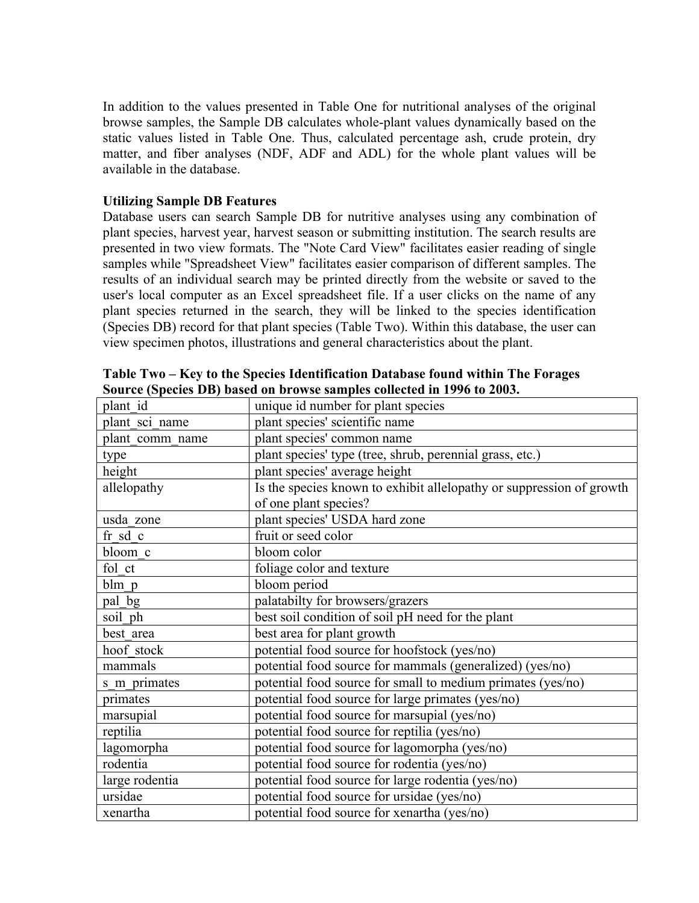In addition to the values presented in Table One for nutritional analyses of the original browse samples, the Sample DB calculates whole-plant values dynamically based on the static values listed in Table One. Thus, calculated percentage ash, crude protein, dry matter, and fiber analyses (NDF, ADF and ADL) for the whole plant values will be available in the database.

**Utilizing Sample DB Features**

Database users can search Sample DB for nutritive analyses using any combination of plant species, harvest year, harvest season or submitting institution. The search results are presented in two view formats. The "Note Card View" facilitates easier reading of single samples while "Spreadsheet View" facilitates easier comparison of different samples. The results of an individual search may be printed directly from the website or saved to the user's local computer as an Excel spreadsheet file. If a user clicks on the name of any plant species returned in the search, they will be linked to the species identification (Species DB) record for that plant species (Table Two). Within this database, the user can view specimen photos, illustrations and general characteristics about the plant.

**Table Two – Key to the Species Identification Database found within The Forages Source (Species DB) based on browse samples collected in 1996 to 2003.**

| | |
|---|---|
| plant_id | unique id number for plant species |
| plant_sci_name | plant species' scientific name |
| plant_comm_name | plant species' common name |
| type | plant species' type (tree, shrub, perennial grass, etc.) |
| height | plant species' average height |
| allelopathy | Is the species known to exhibit allelopathy or suppression of growth of one plant species? |
| usda_zone | plant species' USDA hard zone |
| fr_sd_c | fruit or seed color |
| bloom_c | bloom color |
| fol_ct | foliage color and texture |
| blm_p | bloom period |
| pal_bg | palatabilty for browsers/grazers |
| soil_ph | best soil condition of soil pH need for the plant |
| best_area | best area for plant growth |
| hoof_stock | potential food source for hoofstock (yes/no) |
| mammals | potential food source for mammals (generalized) (yes/no) |
| s_m_primates | potential food source for small to medium primates (yes/no) |
| primates | potential food source for large primates (yes/no) |
| marsupial | potential food source for marsupial (yes/no) |
| reptilia | potential food source for reptilia (yes/no) |
| lagomorpha | potential food source for lagomorpha (yes/no) |
| rodentia | potential food source for rodentia (yes/no) |
| large rodentia | potential food source for large rodentia (yes/no) |
| ursidae | potential food source for ursidae (yes/no) |
| xenartha | potential food source for xenartha (yes/no) |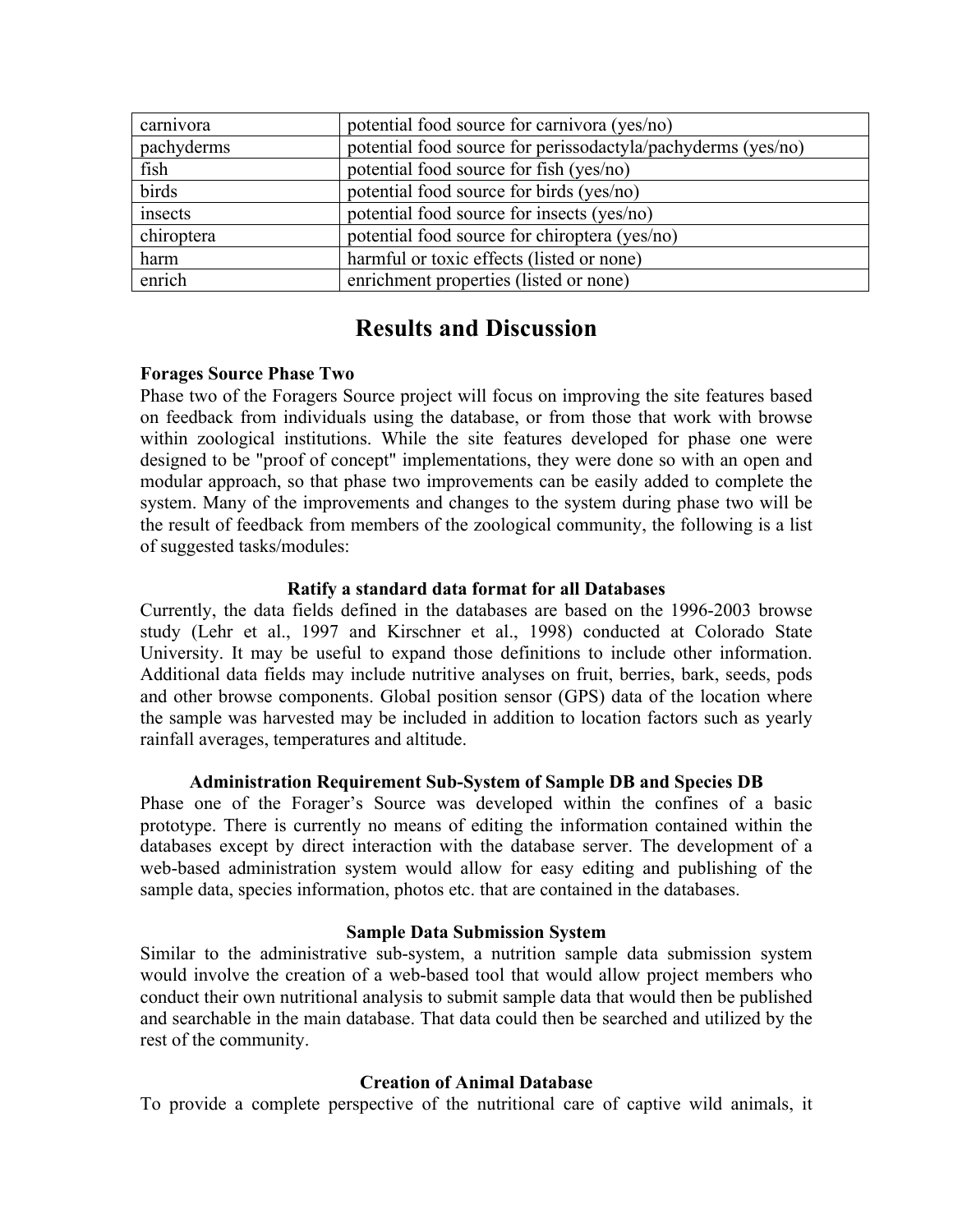| | |
|---|---|
| carnivora | potential food source for carnivora (yes/no) |
| pachyderms | potential food source for perissodactyla/pachyderms (yes/no) |
| fish | potential food source for fish (yes/no) |
| birds | potential food source for birds (yes/no) |
| insects | potential food source for insects (yes/no) |
| chiroptera | potential food source for chiroptera (yes/no) |
| harm | harmful or toxic effects (listed or none) |
| enrich | enrichment properties (listed or none) |

## Results and Discussion

**Forages Source Phase Two**

Phase two of the Foragers Source project will focus on improving the site features based on feedback from individuals using the database, or from those that work with browse within zoological institutions. While the site features developed for phase one were designed to be "proof of concept" implementations, they were done so with an open and modular approach, so that phase two improvements can be easily added to complete the system. Many of the improvements and changes to the system during phase two will be the result of feedback from members of the zoological community, the following is a list of suggested tasks/modules:

**Ratify a standard data format for all Databases**

Currently, the data fields defined in the databases are based on the 1996-2003 browse study (Lehr et al., 1997 and Kirschner et al., 1998) conducted at Colorado State University. It may be useful to expand those definitions to include other information. Additional data fields may include nutritive analyses on fruit, berries, bark, seeds, pods and other browse components. Global position sensor (GPS) data of the location where the sample was harvested may be included in addition to location factors such as yearly rainfall averages, temperatures and altitude.

**Administration Requirement Sub-System of Sample DB and Species DB**

Phase one of the Forager's Source was developed within the confines of a basic prototype. There is currently no means of editing the information contained within the databases except by direct interaction with the database server. The development of a web-based administration system would allow for easy editing and publishing of the sample data, species information, photos etc. that are contained in the databases.

**Sample Data Submission System**

Similar to the administrative sub-system, a nutrition sample data submission system would involve the creation of a web-based tool that would allow project members who conduct their own nutritional analysis to submit sample data that would then be published and searchable in the main database. That data could then be searched and utilized by the rest of the community.

**Creation of Animal Database**

To provide a complete perspective of the nutritional care of captive wild animals, it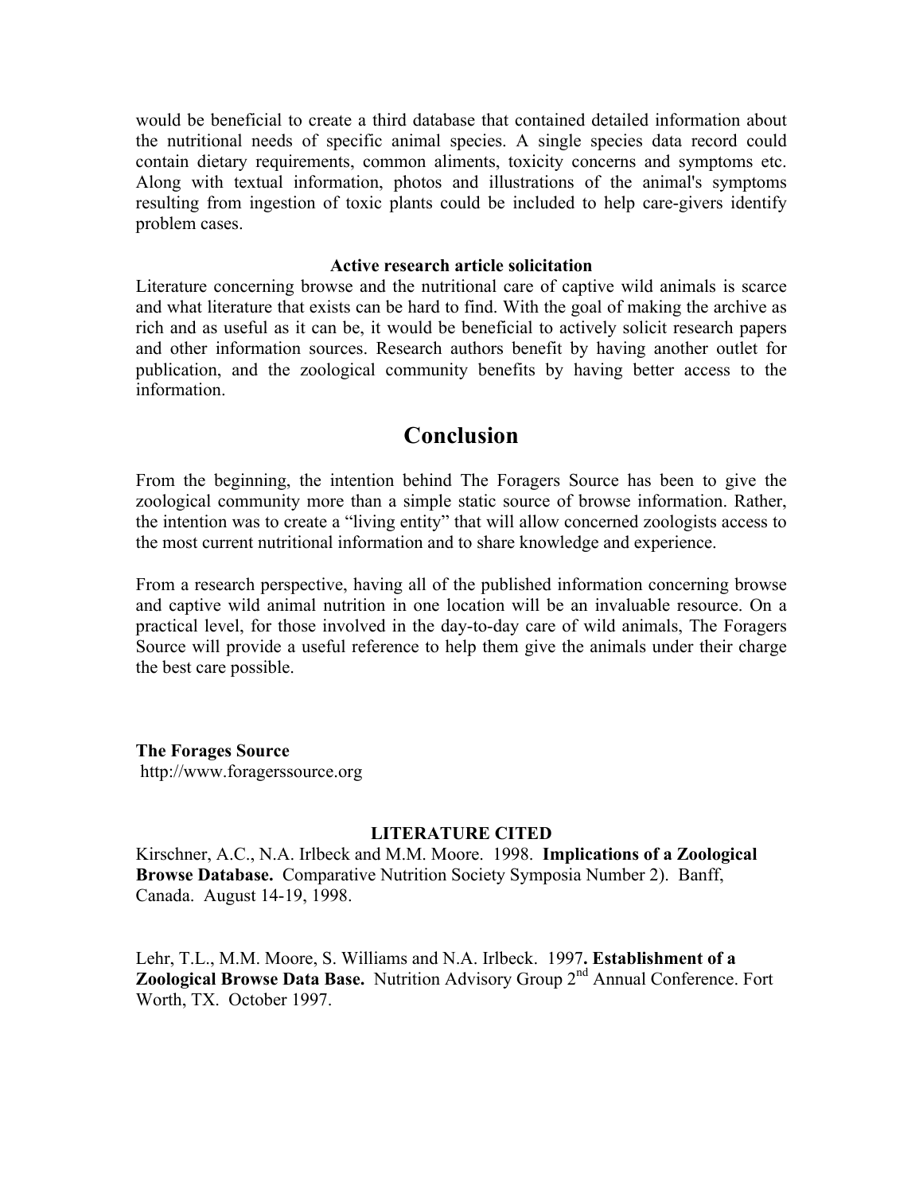would be beneficial to create a third database that contained detailed information about the nutritional needs of specific animal species. A single species data record could contain dietary requirements, common aliments, toxicity concerns and symptoms etc. Along with textual information, photos and illustrations of the animal's symptoms resulting from ingestion of toxic plants could be included to help care-givers identify problem cases.

**Active research article solicitation**

Literature concerning browse and the nutritional care of captive wild animals is scarce and what literature that exists can be hard to find. With the goal of making the archive as rich and as useful as it can be, it would be beneficial to actively solicit research papers and other information sources. Research authors benefit by having another outlet for publication, and the zoological community benefits by having better access to the information.

## Conclusion

From the beginning, the intention behind The Foragers Source has been to give the zoological community more than a simple static source of browse information. Rather, the intention was to create a “living entity” that will allow concerned zoologists access to the most current nutritional information and to share knowledge and experience.

From a research perspective, having all of the published information concerning browse and captive wild animal nutrition in one location will be an invaluable resource. On a practical level, for those involved in the day-to-day care of wild animals, The Foragers Source will provide a useful reference to help them give the animals under their charge the best care possible.

**The Forages Source**
http://www.foragerssource.org

**LITERATURE CITED**

Kirschner, A.C., N.A. Irlbeck and M.M. Moore. 1998. **Implications of a Zoological Browse Database.** Comparative Nutrition Society Symposia Number 2). Banff, Canada. August 14-19, 1998.

Lehr, T.L., M.M. Moore, S. Williams and N.A. Irlbeck. 1997**. Establishment of a Zoological Browse Data Base.** Nutrition Advisory Group 2nd Annual Conference. Fort Worth, TX. October 1997.